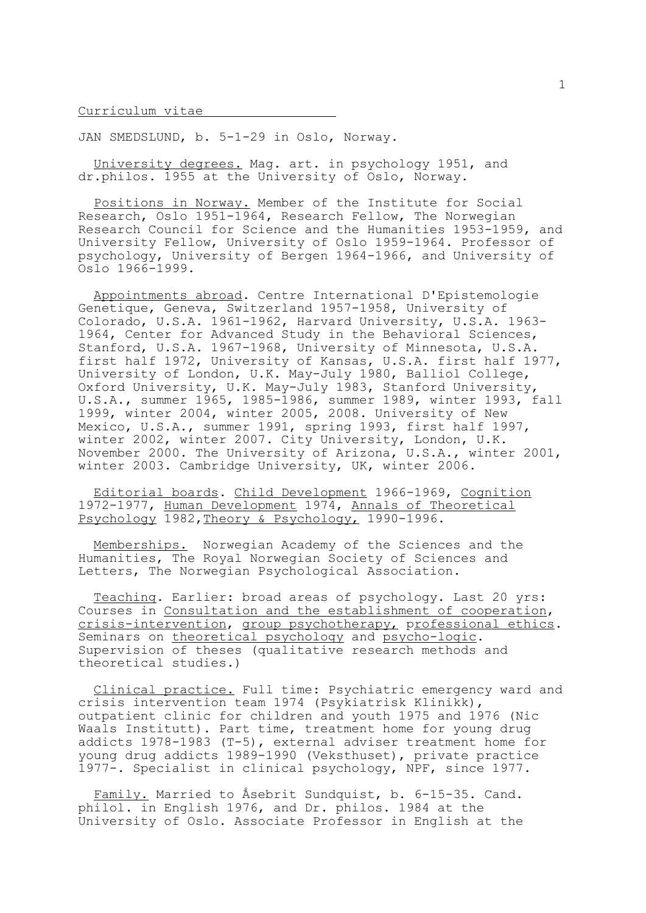Curriculum vitae

JAN SMEDSLUND, b. 5-1-29 in Oslo, Norway.

University degrees. Mag. art. in psychology 1951, and dr.philos. 1955 at the University of Oslo, Norway.

Positions in Norway. Member of the Institute for Social Research, Oslo 1951-1964, Research Fellow, The Norwegian Research Council for Science and the Humanities 1953-1959, and University Fellow, University of Oslo 1959-1964. Professor of psychology, University of Bergen 1964-1966, and University of Oslo 1966-1999.

Appointments abroad. Centre International D'Epistemologie Genetique, Geneva, Switzerland 1957-1958, University of Colorado, U.S.A. 1961-1962, Harvard University, U.S.A. 1963-1964, Center for Advanced Study in the Behavioral Sciences, Stanford, U.S.A. 1967-1968, University of Minnesota, U.S.A. first half 1972, University of Kansas, U.S.A. first half 1977, University of London, U.K. May-July 1980, Balliol College, Oxford University, U.K. May-July 1983, Stanford University, U.S.A., summer 1965, 1985-1986, summer 1989, winter 1993, fall 1999, winter 2004, winter 2005, 2008. University of New Mexico, U.S.A., summer 1991, spring 1993, first half 1997, winter 2002, winter 2007. City University, London, U.K. November 2000. The University of Arizona, U.S.A., winter 2001, winter 2003. Cambridge University, UK, winter 2006.

Editorial boards. Child Development 1966-1969, Cognition 1972-1977, Human Development 1974, Annals of Theoretical Psychology 1982, Theory & Psychology, 1990-1996.

Memberships. Norwegian Academy of the Sciences and the Humanities, The Royal Norwegian Society of Sciences and Letters, The Norwegian Psychological Association.

Teaching. Earlier: broad areas of psychology. Last 20 yrs: Courses in Consultation and the establishment of cooperation, crisis-intervention, group psychotherapy, professional ethics. Seminars on theoretical psychology and psycho-logic. Supervision of theses (qualitative research methods and theoretical studies.)

Clinical practice. Full time: Psychiatric emergency ward and crisis intervention team 1974 (Psykiatrisk Klinikk), outpatient clinic for children and youth 1975 and 1976 (Nic Waals Institutt). Part time, treatment home for young drug addicts 1978-1983 (T-5), external adviser treatment home for young drug addicts 1989-1990 (Veksthuset), private practice 1977-. Specialist in clinical psychology, NPF, since 1977.

Family. Married to Åsebrit Sundquist, b. 6-15-35. Cand. philol. in English 1976, and Dr. philos. 1984 at the University of Oslo. Associate Professor in English at the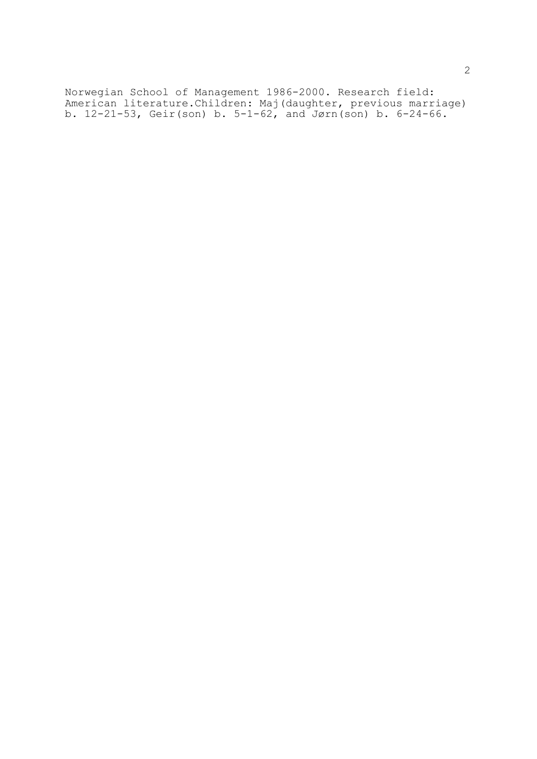Norwegian School of Management 1986-2000. Research field: American literature.Children: Maj(daughter, previous marriage) b. 12-21-53, Geir(son) b. 5-1-62, and Jørn(son) b. 6-24-66.